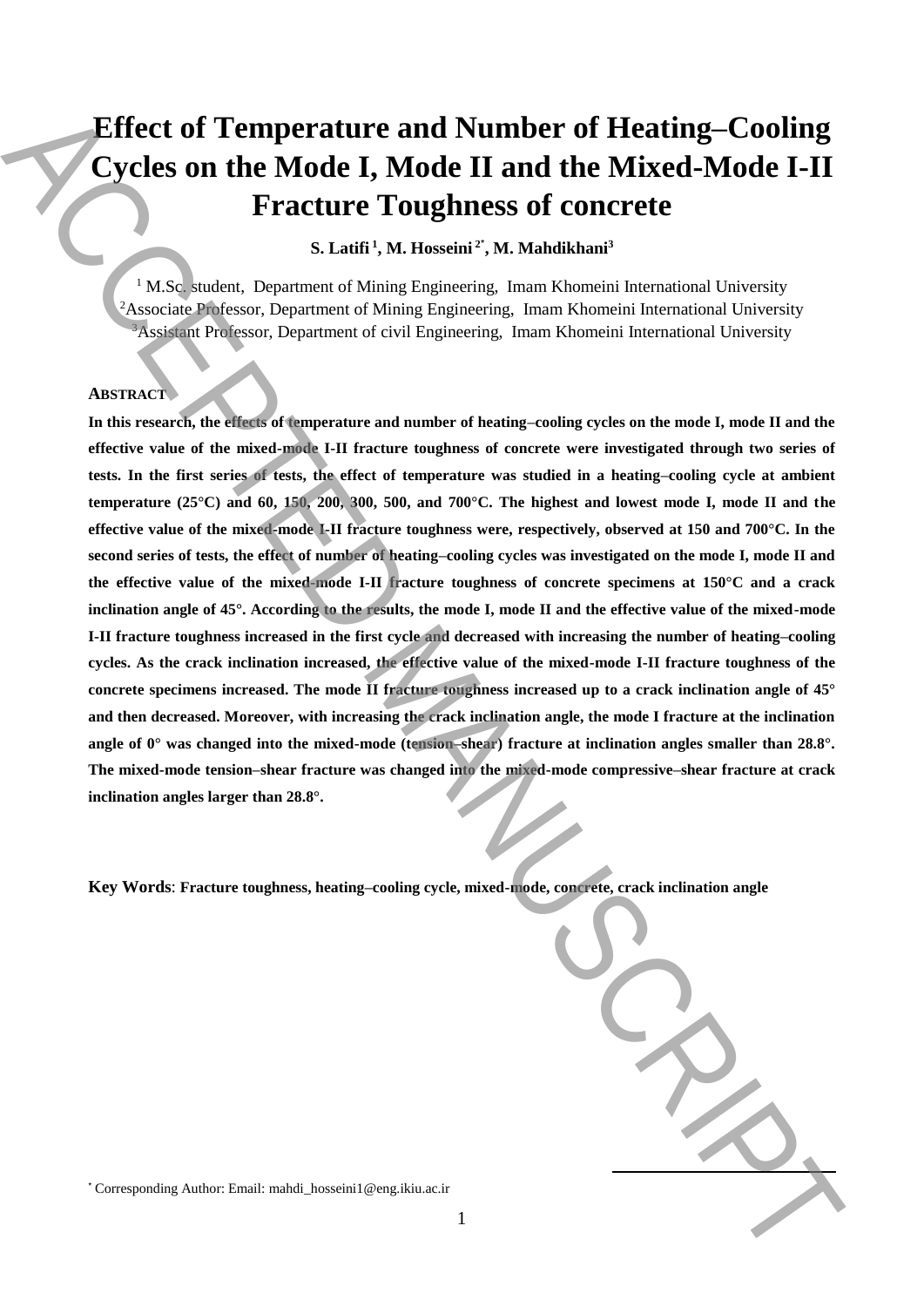# Effect of Temperature and Number of Heating–Cooling Cycles on the Mode I, Mode II and the Mixed-Mode I-II Fracture Toughness of concrete

**S. Latifi [1], M. Hosseini [2*], M. Mahdikhani [3]**

[1] M.Sc. student, Department of Mining Engineering, Imam Khomeini International University
[2] Associate Professor, Department of Mining Engineering, Imam Khomeini International University
[3] Assistant Professor, Department of civil Engineering, Imam Khomeini International University

## ABSTRACT

**In this research, the effects of temperature and number of heating–cooling cycles on the mode I, mode II and the effective value of the mixed-mode I-II fracture toughness of concrete were investigated through two series of tests. In the first series of tests, the effect of temperature was studied in a heating–cooling cycle at ambient temperature (25°C) and 60, 150, 200, 300, 500, and 700°C. The highest and lowest mode I, mode II and the effective value of the mixed-mode I-II fracture toughness were, respectively, observed at 150 and 700°C. In the second series of tests, the effect of number of heating–cooling cycles was investigated on the mode I, mode II and the effective value of the mixed-mode I-II fracture toughness of concrete specimens at 150°C and a crack inclination angle of 45°. According to the results, the mode I, mode II and the effective value of the mixed-mode I-II fracture toughness increased in the first cycle and decreased with increasing the number of heating–cooling cycles. As the crack inclination increased, the effective value of the mixed-mode I-II fracture toughness of the concrete specimens increased. The mode II fracture toughness increased up to a crack inclination angle of 45° and then decreased. Moreover, with increasing the crack inclination angle, the mode I fracture at the inclination angle of 0° was changed into the mixed-mode (tension–shear) fracture at inclination angles smaller than 28.8°. The mixed-mode tension–shear fracture was changed into the mixed-mode compressive–shear fracture at crack inclination angles larger than 28.8°.**

**Key Words**: **Fracture toughness, heating–cooling cycle, mixed-mode, concrete, crack inclination angle**

[*] Corresponding Author: Email: mahdi_hosseini1@eng.ikiu.ac.ir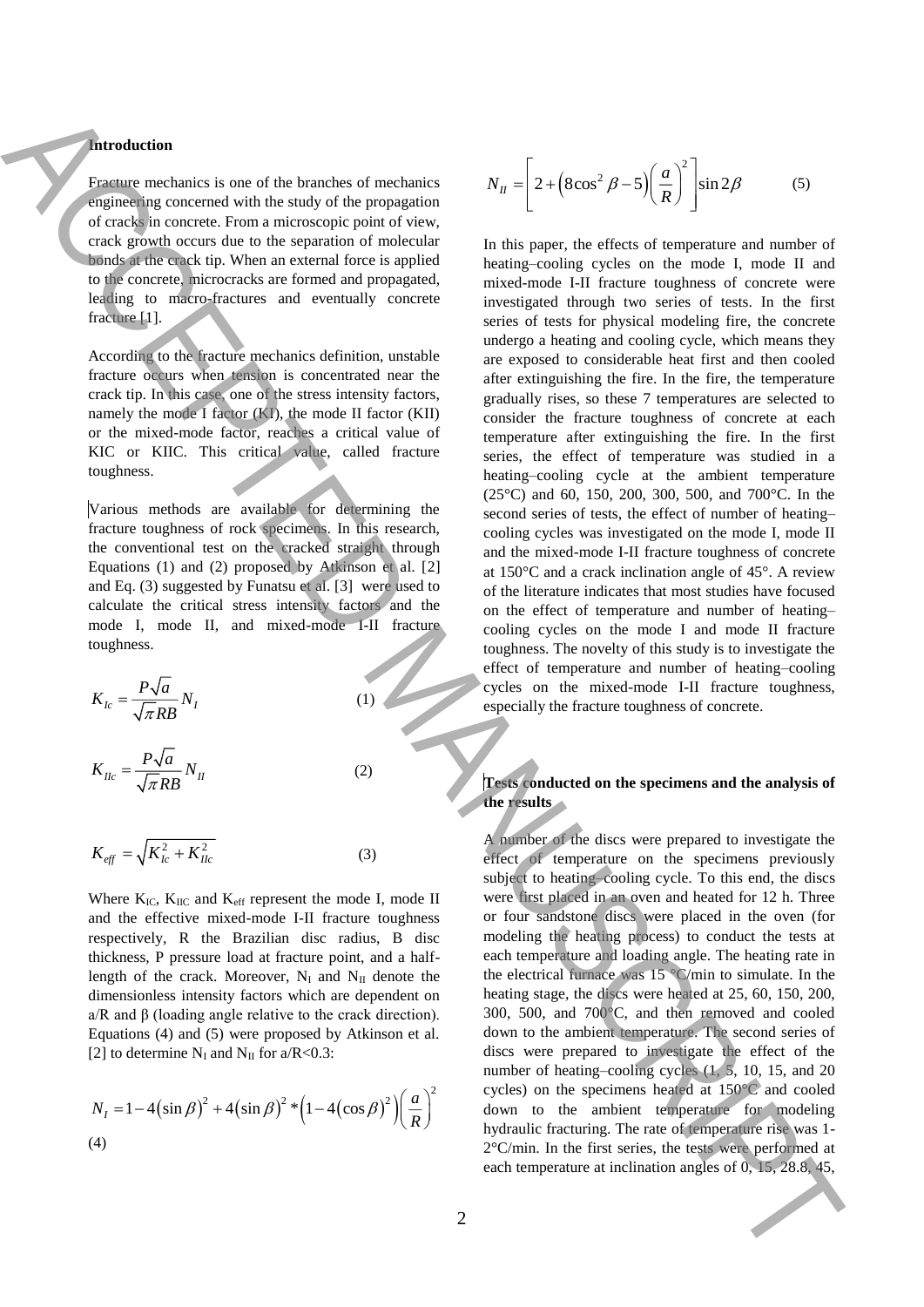## Introduction

Fracture mechanics is one of the branches of mechanics engineering concerned with the study of the propagation of cracks in concrete. From a microscopic point of view, crack growth occurs due to the separation of molecular bonds at the crack tip. When an external force is applied to the concrete, microcracks are formed and propagated, leading to macro-fractures and eventually concrete fracture [1].

According to the fracture mechanics definition, unstable fracture occurs when tension is concentrated near the crack tip. In this case, one of the stress intensity factors, namely the mode I factor (KI), the mode II factor (KII) or the mixed-mode factor, reaches a critical value of KIC or KIIC. This critical value, called fracture toughness.

Various methods are available for determining the fracture toughness of rock specimens. In this research, the conventional test on the cracked straight through Equations (1) and (2) proposed by Atkinson et al. [2] and Eq. (3) suggested by Funatsu et al. [3] were used to calculate the critical stress intensity factors and the mode I, mode II, and mixed-mode I-II fracture toughness.

$$K_{Ic} = \frac{P\sqrt{a}}{\sqrt{\pi}RB} N_I \qquad (1)$$

$$K_{IIc} = \frac{P\sqrt{a}}{\sqrt{\pi}RB} N_{II} \qquad (2)$$

$$K_{eff} = \sqrt{K_{Ic}^2 + K_{IIc}^2} \qquad (3)$$

Where $K_{IC}$, $K_{IIC}$ and $K_{eff}$ represent the mode I, mode II and the effective mixed-mode I-II fracture toughness respectively, R the Brazilian disc radius, B disc thickness, P pressure load at fracture point, and a half-length of the crack. Moreover, $N_I$ and $N_{II}$ denote the dimensionless intensity factors which are dependent on a/R and β (loading angle relative to the crack direction). Equations (4) and (5) were proposed by Atkinson et al. [2] to determine $N_I$ and $N_{II}$ for a/R<0.3:

$$N_I = 1 - 4(\sin\beta)^2 + 4(\sin\beta)^2 * \left(1 - 4(\cos\beta)^2\right)\left(\frac{a}{R}\right)^2 \qquad (4)$$

$$N_{II} = \left[2 + \left(8\cos^2\beta - 5\right)\left(\frac{a}{R}\right)^2\right]\sin 2\beta \qquad (5)$$

In this paper, the effects of temperature and number of heating–cooling cycles on the mode I, mode II and mixed-mode I-II fracture toughness of concrete were investigated through two series of tests. In the first series of tests for physical modeling fire, the concrete undergo a heating and cooling cycle, which means they are exposed to considerable heat first and then cooled after extinguishing the fire. In the fire, the temperature gradually rises, so these 7 temperatures are selected to consider the fracture toughness of concrete at each temperature after extinguishing the fire. In the first series, the effect of temperature was studied in a heating–cooling cycle at the ambient temperature (25°C) and 60, 150, 200, 300, 500, and 700°C. In the second series of tests, the effect of number of heating–cooling cycles was investigated on the mode I, mode II and the mixed-mode I-II fracture toughness of concrete at 150°C and a crack inclination angle of 45°. A review of the literature indicates that most studies have focused on the effect of temperature and number of heating–cooling cycles on the mode I and mode II fracture toughness. The novelty of this study is to investigate the effect of temperature and number of heating–cooling cycles on the mixed-mode I-II fracture toughness, especially the fracture toughness of concrete.

## Tests conducted on the specimens and the analysis of the results

A number of the discs were prepared to investigate the effect of temperature on the specimens previously subject to heating–cooling cycle. To this end, the discs were first placed in an oven and heated for 12 h. Three or four sandstone discs were placed in the oven (for modeling the heating process) to conduct the tests at each temperature and loading angle. The heating rate in the electrical furnace was 15 °C/min to simulate. In the heating stage, the discs were heated at 25, 60, 150, 200, 300, 500, and 700°C, and then removed and cooled down to the ambient temperature. The second series of discs were prepared to investigate the effect of the number of heating–cooling cycles (1, 5, 10, 15, and 20 cycles) on the specimens heated at 150°C and cooled down to the ambient temperature for modeling hydraulic fracturing. The rate of temperature rise was 1-2°C/min. In the first series, the tests were performed at each temperature at inclination angles of 0, 15, 28.8, 45,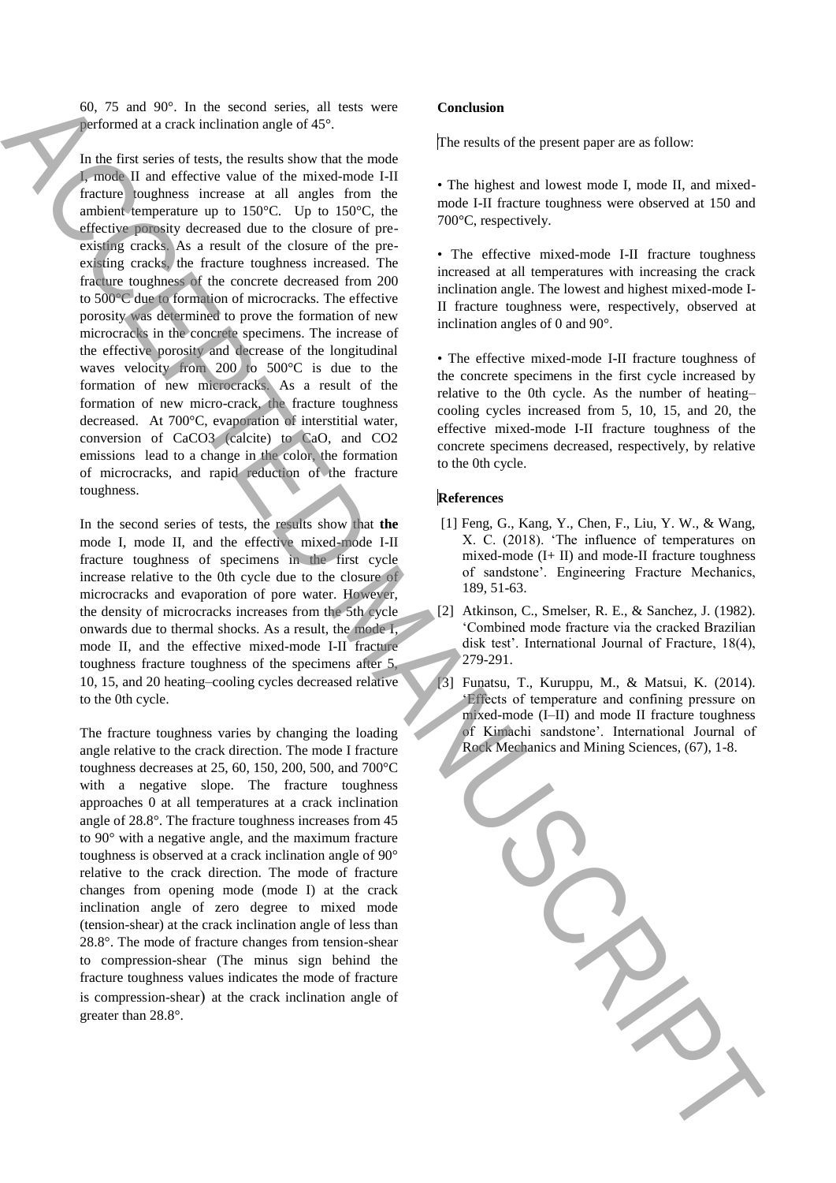60, 75 and 90°. In the second series, all tests were performed at a crack inclination angle of 45°.

In the first series of tests, the results show that the mode I, mode II and effective value of the mixed-mode I-II fracture toughness increase at all angles from the ambient temperature up to 150°C. Up to 150°C, the effective porosity decreased due to the closure of pre-existing cracks. As a result of the closure of the pre-existing cracks, the fracture toughness increased. The fracture toughness of the concrete decreased from 200 to 500°C due to formation of microcracks. The effective porosity was determined to prove the formation of new microcracks in the concrete specimens. The increase of the effective porosity and decrease of the longitudinal waves velocity from 200 to 500°C is due to the formation of new microcracks. As a result of the formation of new micro-crack, the fracture toughness decreased. At 700°C, evaporation of interstitial water, conversion of $CaCO_3$ (calcite) to CaO, and $CO_2$ emissions lead to a change in the color, the formation of microcracks, and rapid reduction of the fracture toughness.

In the second series of tests, the results show that **the** mode I, mode II, and the effective mixed-mode I-II fracture toughness of specimens in the first cycle increase relative to the 0th cycle due to the closure of microcracks and evaporation of pore water. However, the density of microcracks increases from the 5th cycle onwards due to thermal shocks. As a result, the mode I, mode II, and the effective mixed-mode I-II fracture toughness fracture toughness of the specimens after 5, 10, 15, and 20 heating–cooling cycles decreased relative to the 0th cycle.

The fracture toughness varies by changing the loading angle relative to the crack direction. The mode I fracture toughness decreases at 25, 60, 150, 200, 500, and 700°C with a negative slope. The fracture toughness approaches 0 at all temperatures at a crack inclination angle of 28.8°. The fracture toughness increases from 45 to 90° with a negative angle, and the maximum fracture toughness is observed at a crack inclination angle of 90° relative to the crack direction. The mode of fracture changes from opening mode (mode I) at the crack inclination angle of zero degree to mixed mode (tension-shear) at the crack inclination angle of less than 28.8°. The mode of fracture changes from tension-shear to compression-shear (The minus sign behind the fracture toughness values indicates the mode of fracture is compression-shear) at the crack inclination angle of greater than 28.8°.

## Conclusion

The results of the present paper are as follow:

- The highest and lowest mode I, mode II, and mixed-mode I-II fracture toughness were observed at 150 and 700°C, respectively.

- The effective mixed-mode I-II fracture toughness increased at all temperatures with increasing the crack inclination angle. The lowest and highest mixed-mode I-II fracture toughness were, respectively, observed at inclination angles of 0 and 90°.

- The effective mixed-mode I-II fracture toughness of the concrete specimens in the first cycle increased by relative to the 0th cycle. As the number of heating–cooling cycles increased from 5, 10, 15, and 20, the effective mixed-mode I-II fracture toughness of the concrete specimens decreased, respectively, by relative to the 0th cycle.

## References

[1] Feng, G., Kang, Y., Chen, F., Liu, Y. W., & Wang, X. C. (2018). 'The influence of temperatures on mixed-mode (I+ II) and mode-II fracture toughness of sandstone'. Engineering Fracture Mechanics, 189, 51-63.

[2] Atkinson, C., Smelser, R. E., & Sanchez, J. (1982). 'Combined mode fracture via the cracked Brazilian disk test'. International Journal of Fracture, 18(4), 279-291.

[3] Funatsu, T., Kuruppu, M., & Matsui, K. (2014). 'Effects of temperature and confining pressure on mixed-mode (I–II) and mode II fracture toughness of Kimachi sandstone'. International Journal of Rock Mechanics and Mining Sciences, (67), 1-8.